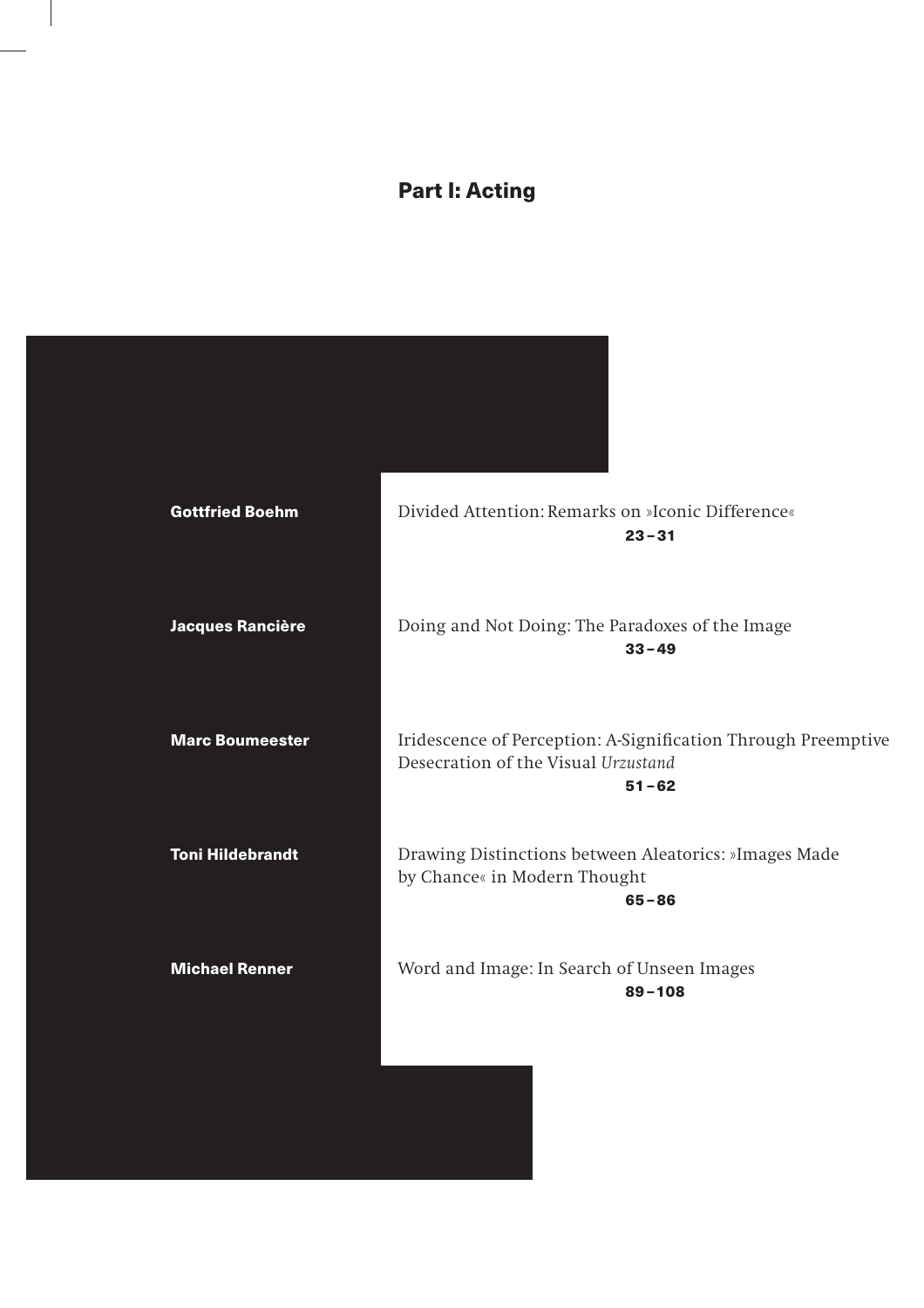## Part I: Acting

**Gottfried Boehm** — Divided Attention: Remarks on »Iconic Difference«
**23 – 31**

**Jacques Rancière** — Doing and Not Doing: The Paradoxes of the Image
**33 – 49**

**Marc Boumeester** — Iridescence of Perception: A-Signification Through Preemptive Desecration of the Visual *Urzustand*
**51 – 62**

**Toni Hildebrandt** — Drawing Distinctions between Aleatorics: »Images Made by Chance« in Modern Thought
**65 – 86**

**Michael Renner** — Word and Image: In Search of Unseen Images
**89 – 108**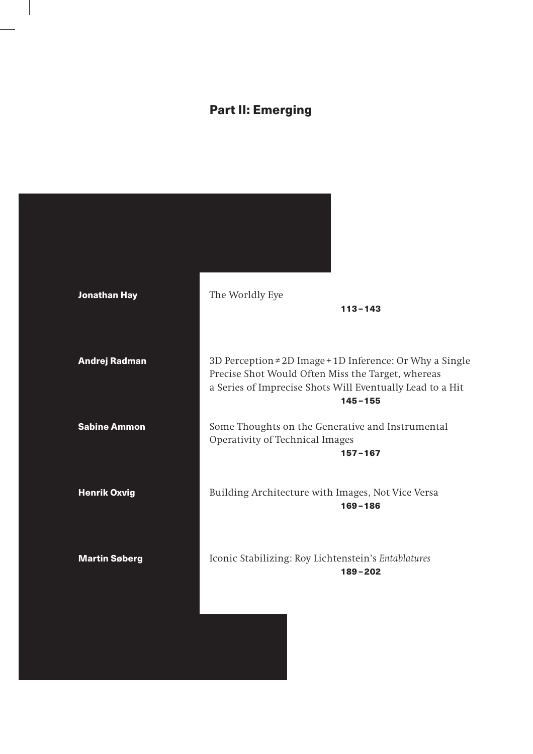# Part II: Emerging

**Jonathan Hay**
The Worldly Eye
**113–143**

**Andrej Radman**
3D Perception ≠ 2D Image + 1D Inference: Or Why a Single Precise Shot Would Often Miss the Target, whereas a Series of Imprecise Shots Will Eventually Lead to a Hit
**145–155**

**Sabine Ammon**
Some Thoughts on the Generative and Instrumental Operativity of Technical Images
**157–167**

**Henrik Oxvig**
Building Architecture with Images, Not Vice Versa
**169–186**

**Martin Søberg**
Iconic Stabilizing: Roy Lichtenstein's *Entablatures*
**189–202**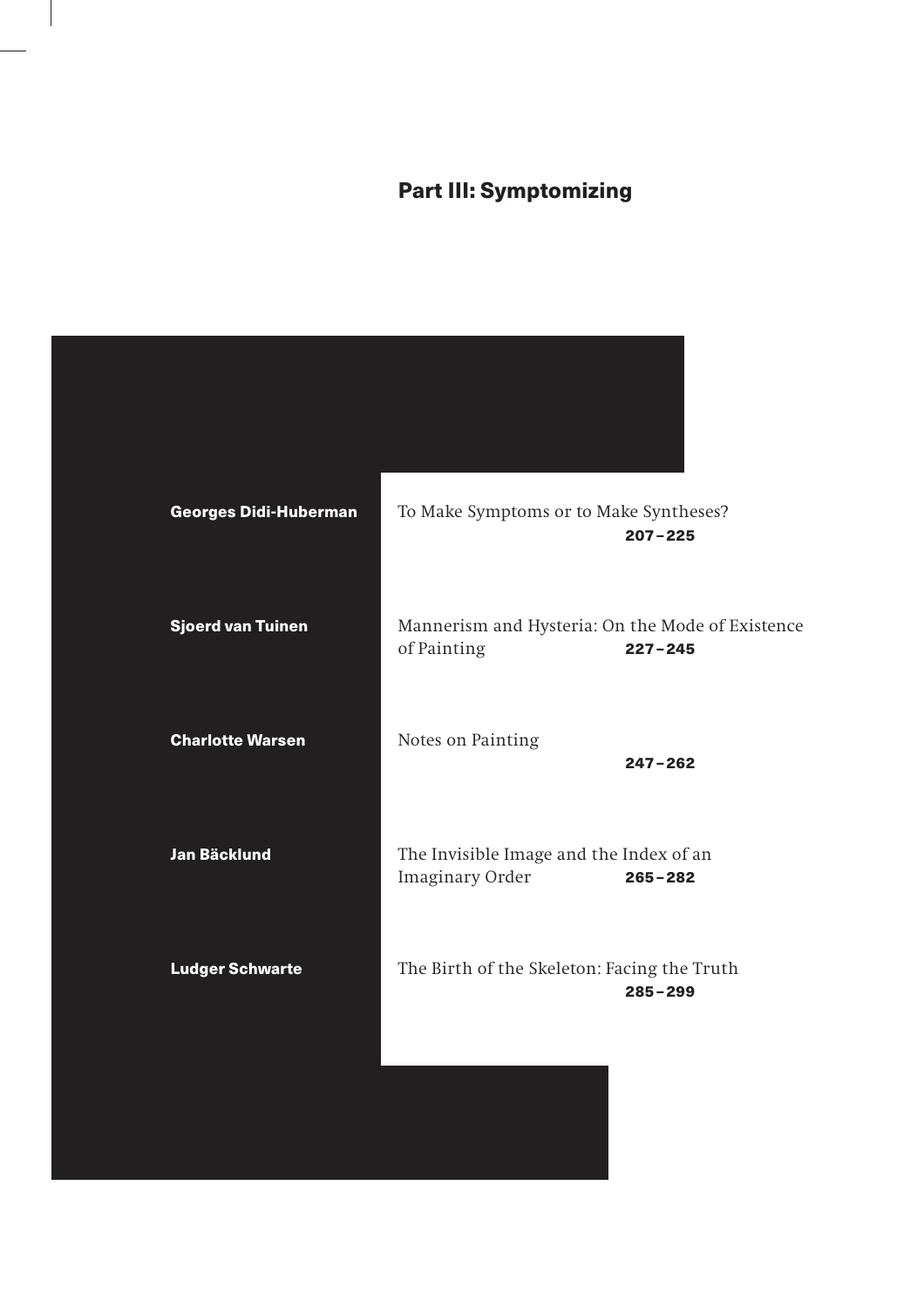## Part III: Symptomizing

**Georges Didi-Huberman**
To Make Symptoms or to Make Syntheses?
**207–225**

**Sjoerd van Tuinen**
Mannerism and Hysteria: On the Mode of Existence of Painting
**227–245**

**Charlotte Warsen**
Notes on Painting
**247–262**

**Jan Bäcklund**
The Invisible Image and the Index of an Imaginary Order
**265–282**

**Ludger Schwarte**
The Birth of the Skeleton: Facing the Truth
**285–299**